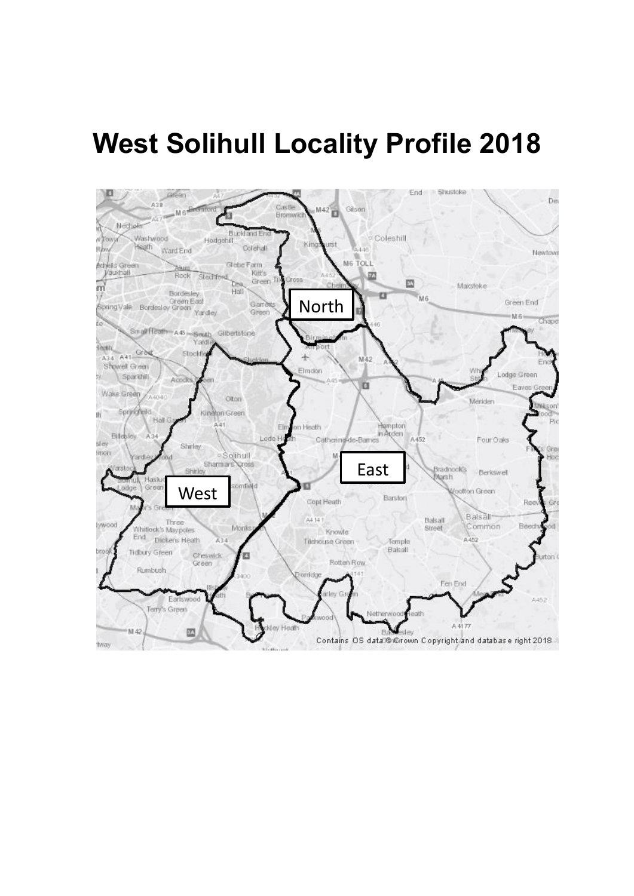# West Solihull Locality Profile 2018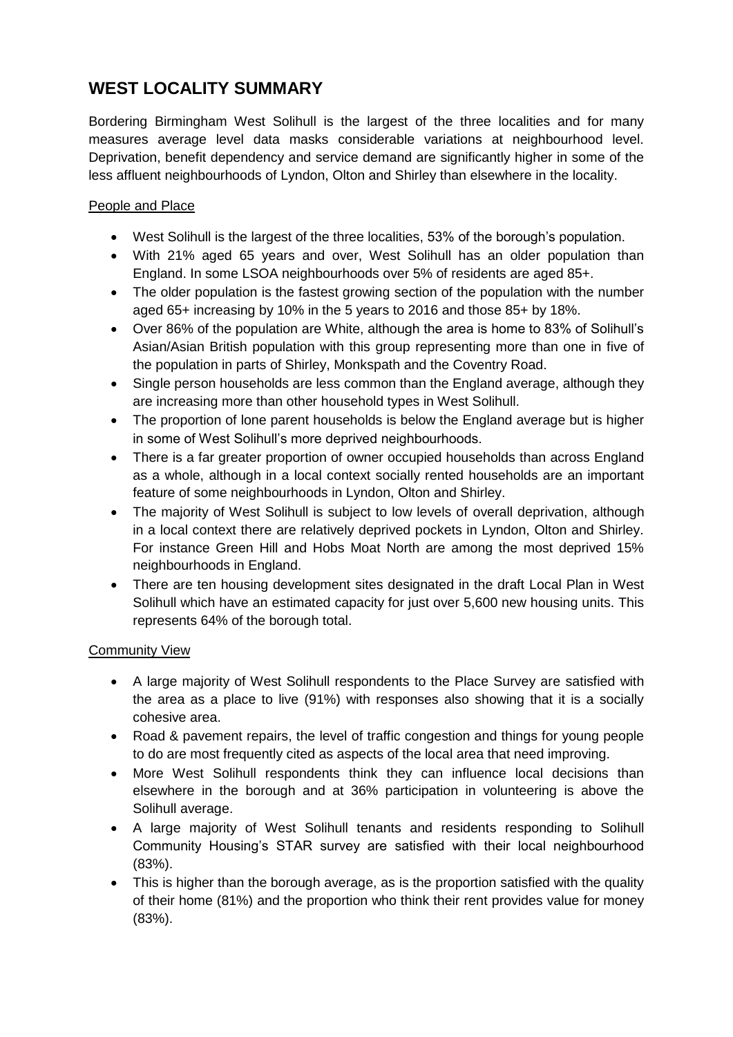# WEST LOCALITY SUMMARY

Bordering Birmingham West Solihull is the largest of the three localities and for many measures average level data masks considerable variations at neighbourhood level. Deprivation, benefit dependency and service demand are significantly higher in some of the less affluent neighbourhoods of Lyndon, Olton and Shirley than elsewhere in the locality.

## People and Place

- West Solihull is the largest of the three localities, 53% of the borough's population.
- With 21% aged 65 years and over, West Solihull has an older population than England. In some LSOA neighbourhoods over 5% of residents are aged 85+.
- The older population is the fastest growing section of the population with the number aged 65+ increasing by 10% in the 5 years to 2016 and those 85+ by 18%.
- Over 86% of the population are White, although the area is home to 83% of Solihull's Asian/Asian British population with this group representing more than one in five of the population in parts of Shirley, Monkspath and the Coventry Road.
- Single person households are less common than the England average, although they are increasing more than other household types in West Solihull.
- The proportion of lone parent households is below the England average but is higher in some of West Solihull's more deprived neighbourhoods.
- There is a far greater proportion of owner occupied households than across England as a whole, although in a local context socially rented households are an important feature of some neighbourhoods in Lyndon, Olton and Shirley.
- The majority of West Solihull is subject to low levels of overall deprivation, although in a local context there are relatively deprived pockets in Lyndon, Olton and Shirley. For instance Green Hill and Hobs Moat North are among the most deprived 15% neighbourhoods in England.
- There are ten housing development sites designated in the draft Local Plan in West Solihull which have an estimated capacity for just over 5,600 new housing units. This represents 64% of the borough total.

## Community View

- A large majority of West Solihull respondents to the Place Survey are satisfied with the area as a place to live (91%) with responses also showing that it is a socially cohesive area.
- Road & pavement repairs, the level of traffic congestion and things for young people to do are most frequently cited as aspects of the local area that need improving.
- More West Solihull respondents think they can influence local decisions than elsewhere in the borough and at 36% participation in volunteering is above the Solihull average.
- A large majority of West Solihull tenants and residents responding to Solihull Community Housing's STAR survey are satisfied with their local neighbourhood (83%).
- This is higher than the borough average, as is the proportion satisfied with the quality of their home (81%) and the proportion who think their rent provides value for money (83%).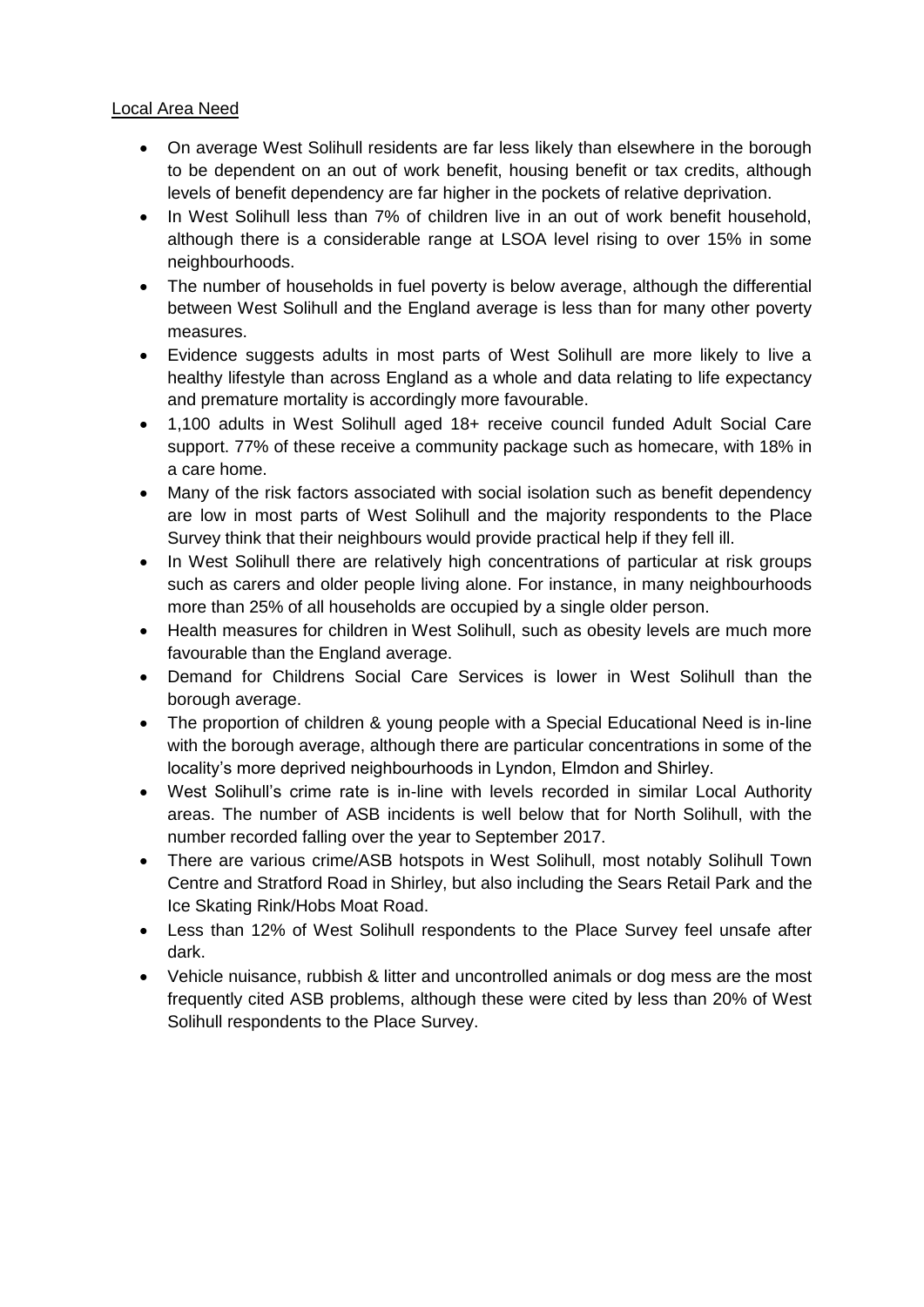Local Area Need

- On average West Solihull residents are far less likely than elsewhere in the borough to be dependent on an out of work benefit, housing benefit or tax credits, although levels of benefit dependency are far higher in the pockets of relative deprivation.
- In West Solihull less than 7% of children live in an out of work benefit household, although there is a considerable range at LSOA level rising to over 15% in some neighbourhoods.
- The number of households in fuel poverty is below average, although the differential between West Solihull and the England average is less than for many other poverty measures.
- Evidence suggests adults in most parts of West Solihull are more likely to live a healthy lifestyle than across England as a whole and data relating to life expectancy and premature mortality is accordingly more favourable.
- 1,100 adults in West Solihull aged 18+ receive council funded Adult Social Care support. 77% of these receive a community package such as homecare, with 18% in a care home.
- Many of the risk factors associated with social isolation such as benefit dependency are low in most parts of West Solihull and the majority respondents to the Place Survey think that their neighbours would provide practical help if they fell ill.
- In West Solihull there are relatively high concentrations of particular at risk groups such as carers and older people living alone. For instance, in many neighbourhoods more than 25% of all households are occupied by a single older person.
- Health measures for children in West Solihull, such as obesity levels are much more favourable than the England average.
- Demand for Childrens Social Care Services is lower in West Solihull than the borough average.
- The proportion of children & young people with a Special Educational Need is in-line with the borough average, although there are particular concentrations in some of the locality's more deprived neighbourhoods in Lyndon, Elmdon and Shirley.
- West Solihull's crime rate is in-line with levels recorded in similar Local Authority areas. The number of ASB incidents is well below that for North Solihull, with the number recorded falling over the year to September 2017.
- There are various crime/ASB hotspots in West Solihull, most notably Solihull Town Centre and Stratford Road in Shirley, but also including the Sears Retail Park and the Ice Skating Rink/Hobs Moat Road.
- Less than 12% of West Solihull respondents to the Place Survey feel unsafe after dark.
- Vehicle nuisance, rubbish & litter and uncontrolled animals or dog mess are the most frequently cited ASB problems, although these were cited by less than 20% of West Solihull respondents to the Place Survey.